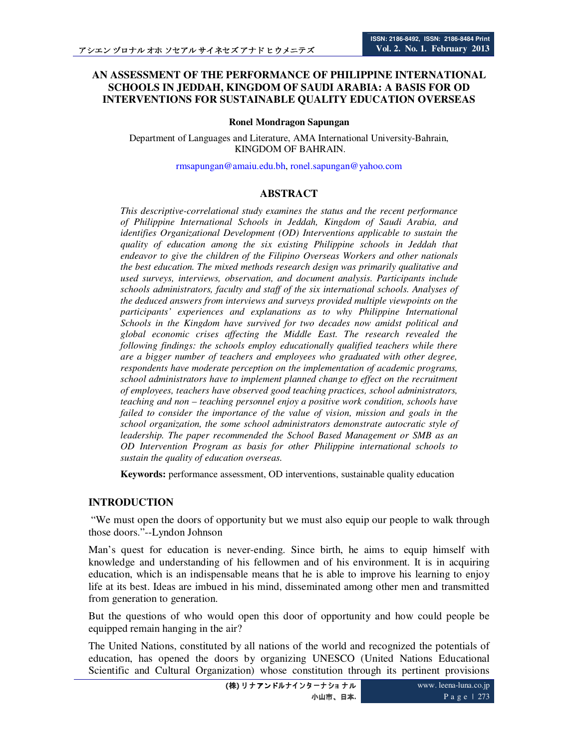# AN ASSESSMENT OF THE PERFORMANCE OF PHILIPPINE INTERNATIONAL SCHOOLS IN JEDDAH, KINGDOM OF SAUDI ARABIA: A BASIS FOR OD INTERVENTIONS FOR SUSTAINABLE QUALITY EDUCATION OVERSEAS

**Ronel Mondragon Sapungan**

Department of Languages and Literature, AMA International University-Bahrain, KINGDOM OF BAHRAIN.

rmsapungan@amaiu.edu.bh, ronel.sapungan@yahoo.com

## ABSTRACT

*This descriptive-correlational study examines the status and the recent performance of Philippine International Schools in Jeddah, Kingdom of Saudi Arabia, and identifies Organizational Development (OD) Interventions applicable to sustain the quality of education among the six existing Philippine schools in Jeddah that endeavor to give the children of the Filipino Overseas Workers and other nationals the best education. The mixed methods research design was primarily qualitative and used surveys, interviews, observation, and document analysis. Participants include schools administrators, faculty and staff of the six international schools. Analyses of the deduced answers from interviews and surveys provided multiple viewpoints on the participants' experiences and explanations as to why Philippine International Schools in the Kingdom have survived for two decades now amidst political and global economic crises affecting the Middle East. The research revealed the following findings: the schools employ educationally qualified teachers while there are a bigger number of teachers and employees who graduated with other degree, respondents have moderate perception on the implementation of academic programs, school administrators have to implement planned change to effect on the recruitment of employees, teachers have observed good teaching practices, school administrators, teaching and non – teaching personnel enjoy a positive work condition, schools have failed to consider the importance of the value of vision, mission and goals in the school organization, the some school administrators demonstrate autocratic style of leadership. The paper recommended the School Based Management or SMB as an OD Intervention Program as basis for other Philippine international schools to sustain the quality of education overseas.*

**Keywords:** performance assessment, OD interventions, sustainable quality education

## INTRODUCTION

"We must open the doors of opportunity but we must also equip our people to walk through those doors."--Lyndon Johnson

Man's quest for education is never-ending. Since birth, he aims to equip himself with knowledge and understanding of his fellowmen and of his environment. It is in acquiring education, which is an indispensable means that he is able to improve his learning to enjoy life at its best. Ideas are imbued in his mind, disseminated among other men and transmitted from generation to generation.

But the questions of who would open this door of opportunity and how could people be equipped remain hanging in the air?

The United Nations, constituted by all nations of the world and recognized the potentials of education, has opened the doors by organizing UNESCO (United Nations Educational Scientific and Cultural Organization) whose constitution through its pertinent provisions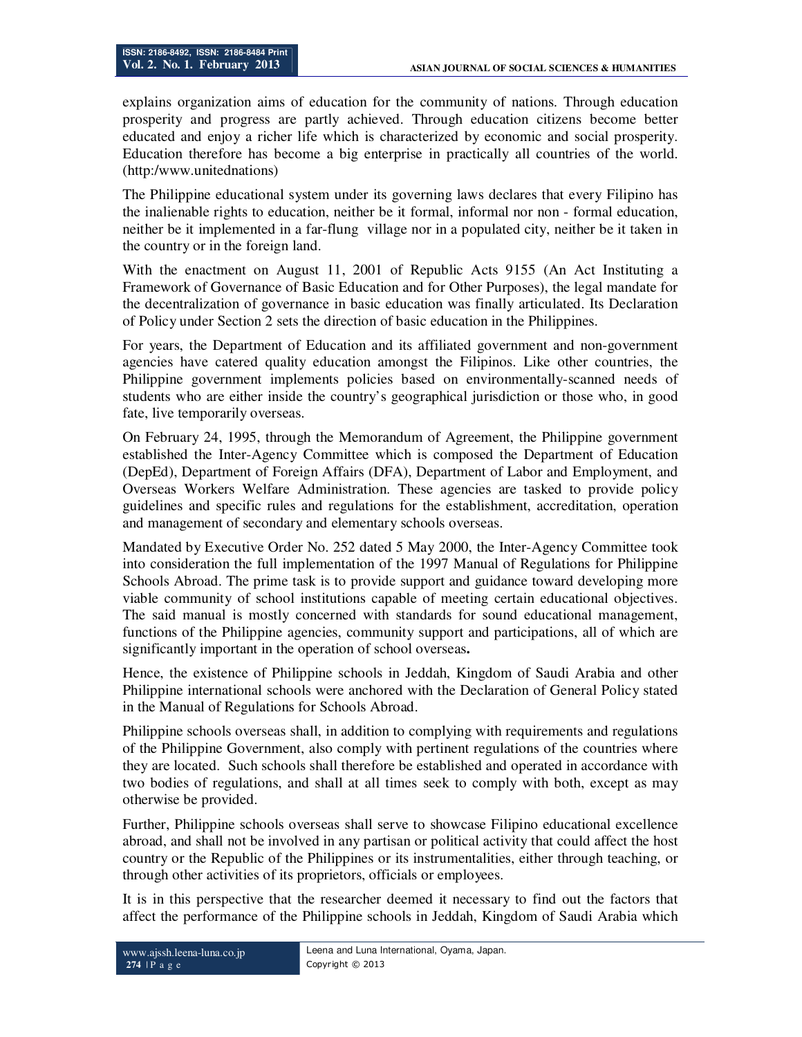explains organization aims of education for the community of nations. Through education prosperity and progress are partly achieved. Through education citizens become better educated and enjoy a richer life which is characterized by economic and social prosperity. Education therefore has become a big enterprise in practically all countries of the world. (http:/www.unitednations)

The Philippine educational system under its governing laws declares that every Filipino has the inalienable rights to education, neither be it formal, informal nor non - formal education, neither be it implemented in a far-flung village nor in a populated city, neither be it taken in the country or in the foreign land.

With the enactment on August 11, 2001 of Republic Acts 9155 (An Act Instituting a Framework of Governance of Basic Education and for Other Purposes), the legal mandate for the decentralization of governance in basic education was finally articulated. Its Declaration of Policy under Section 2 sets the direction of basic education in the Philippines.

For years, the Department of Education and its affiliated government and non-government agencies have catered quality education amongst the Filipinos. Like other countries, the Philippine government implements policies based on environmentally-scanned needs of students who are either inside the country's geographical jurisdiction or those who, in good fate, live temporarily overseas.

On February 24, 1995, through the Memorandum of Agreement, the Philippine government established the Inter-Agency Committee which is composed the Department of Education (DepEd), Department of Foreign Affairs (DFA), Department of Labor and Employment, and Overseas Workers Welfare Administration. These agencies are tasked to provide policy guidelines and specific rules and regulations for the establishment, accreditation, operation and management of secondary and elementary schools overseas.

Mandated by Executive Order No. 252 dated 5 May 2000, the Inter-Agency Committee took into consideration the full implementation of the 1997 Manual of Regulations for Philippine Schools Abroad. The prime task is to provide support and guidance toward developing more viable community of school institutions capable of meeting certain educational objectives. The said manual is mostly concerned with standards for sound educational management, functions of the Philippine agencies, community support and participations, all of which are significantly important in the operation of school overseas**.**

Hence, the existence of Philippine schools in Jeddah, Kingdom of Saudi Arabia and other Philippine international schools were anchored with the Declaration of General Policy stated in the Manual of Regulations for Schools Abroad.

Philippine schools overseas shall, in addition to complying with requirements and regulations of the Philippine Government, also comply with pertinent regulations of the countries where they are located. Such schools shall therefore be established and operated in accordance with two bodies of regulations, and shall at all times seek to comply with both, except as may otherwise be provided.

Further, Philippine schools overseas shall serve to showcase Filipino educational excellence abroad, and shall not be involved in any partisan or political activity that could affect the host country or the Republic of the Philippines or its instrumentalities, either through teaching, or through other activities of its proprietors, officials or employees.

It is in this perspective that the researcher deemed it necessary to find out the factors that affect the performance of the Philippine schools in Jeddah, Kingdom of Saudi Arabia which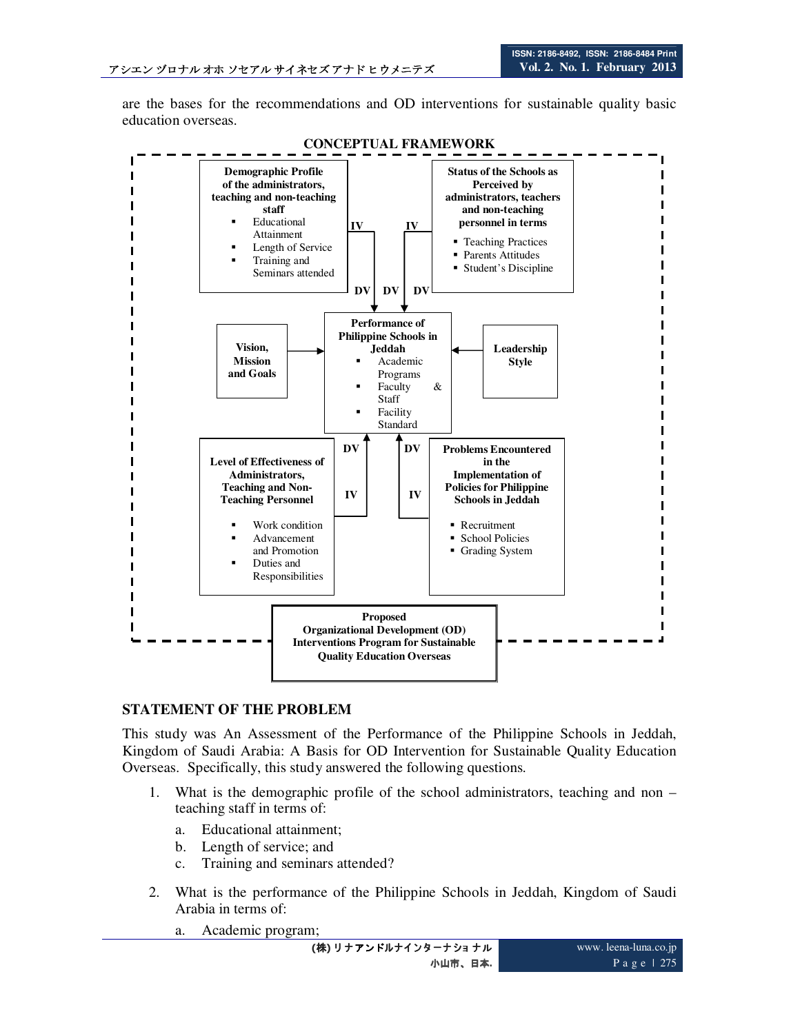are the bases for the recommendations and OD interventions for sustainable quality basic education overseas.

**CONCEPTUAL FRAMEWORK**

**Demographic Profile of the administrators, teaching and non-teaching staff**
- Educational Attainment
- Length of Service
- Training and Seminars attended

**Status of the Schools as Perceived by administrators, teachers and non-teaching personnel in terms**
- Teaching Practices
- Parents Attitudes
- Student's Discipline

IV IV

DV DV DV

**Vision, Mission and Goals**

**Performance of Philippine Schools in Jeddah**
- Academic Programs
- Faculty & Staff
- Facility Standard

**Leadership Style**

DV DV

IV IV

**Level of Effectiveness of Administrators, Teaching and Non-Teaching Personnel**
- Work condition
- Advancement and Promotion
- Duties and Responsibilities

**Problems Encountered in the Implementation of Policies for Philippine Schools in Jeddah**
- Recruitment
- School Policies
- Grading System

**Proposed Organizational Development (OD) Interventions Program for Sustainable Quality Education Overseas**

## STATEMENT OF THE PROBLEM

This study was An Assessment of the Performance of the Philippine Schools in Jeddah, Kingdom of Saudi Arabia: A Basis for OD Intervention for Sustainable Quality Education Overseas. Specifically, this study answered the following questions.

1. What is the demographic profile of the school administrators, teaching and non – teaching staff in terms of:
   a. Educational attainment;
   b. Length of service; and
   c. Training and seminars attended?

2. What is the performance of the Philippine Schools in Jeddah, Kingdom of Saudi Arabia in terms of:
   a. Academic program;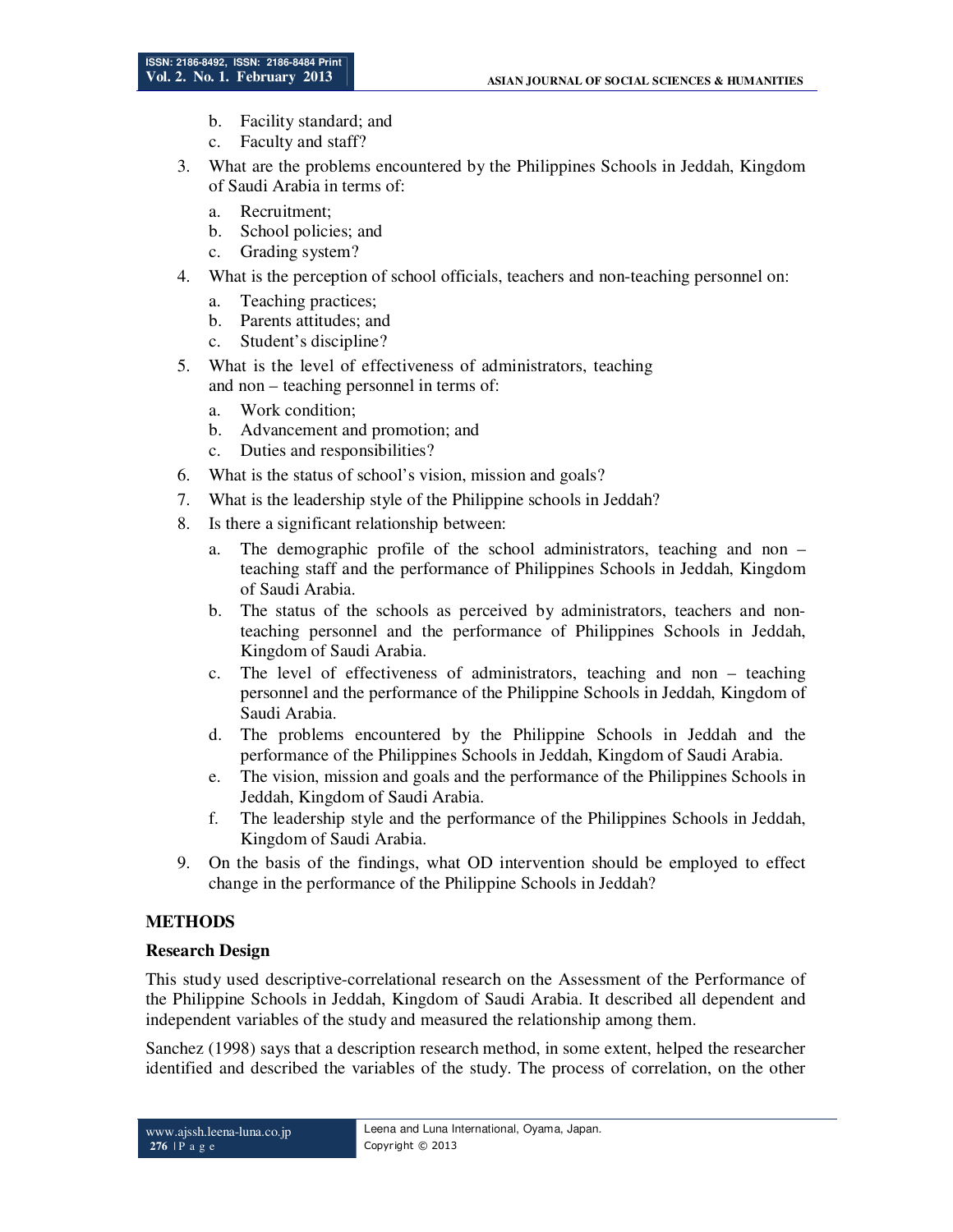b. Facility standard; and
   c. Faculty and staff?

3. What are the problems encountered by the Philippines Schools in Jeddah, Kingdom of Saudi Arabia in terms of:
   a. Recruitment;
   b. School policies; and
   c. Grading system?
4. What is the perception of school officials, teachers and non-teaching personnel on:
   a. Teaching practices;
   b. Parents attitudes; and
   c. Student's discipline?
5. What is the level of effectiveness of administrators, teaching and non – teaching personnel in terms of:
   a. Work condition;
   b. Advancement and promotion; and
   c. Duties and responsibilities?
6. What is the status of school's vision, mission and goals?
7. What is the leadership style of the Philippine schools in Jeddah?
8. Is there a significant relationship between:
   a. The demographic profile of the school administrators, teaching and non – teaching staff and the performance of Philippines Schools in Jeddah, Kingdom of Saudi Arabia.
   b. The status of the schools as perceived by administrators, teachers and non-teaching personnel and the performance of Philippines Schools in Jeddah, Kingdom of Saudi Arabia.
   c. The level of effectiveness of administrators, teaching and non – teaching personnel and the performance of the Philippine Schools in Jeddah, Kingdom of Saudi Arabia.
   d. The problems encountered by the Philippine Schools in Jeddah and the performance of the Philippines Schools in Jeddah, Kingdom of Saudi Arabia.
   e. The vision, mission and goals and the performance of the Philippines Schools in Jeddah, Kingdom of Saudi Arabia.
   f. The leadership style and the performance of the Philippines Schools in Jeddah, Kingdom of Saudi Arabia.
9. On the basis of the findings, what OD intervention should be employed to effect change in the performance of the Philippine Schools in Jeddah?

## METHODS

### Research Design

This study used descriptive-correlational research on the Assessment of the Performance of the Philippine Schools in Jeddah, Kingdom of Saudi Arabia. It described all dependent and independent variables of the study and measured the relationship among them.

Sanchez (1998) says that a description research method, in some extent, helped the researcher identified and described the variables of the study. The process of correlation, on the other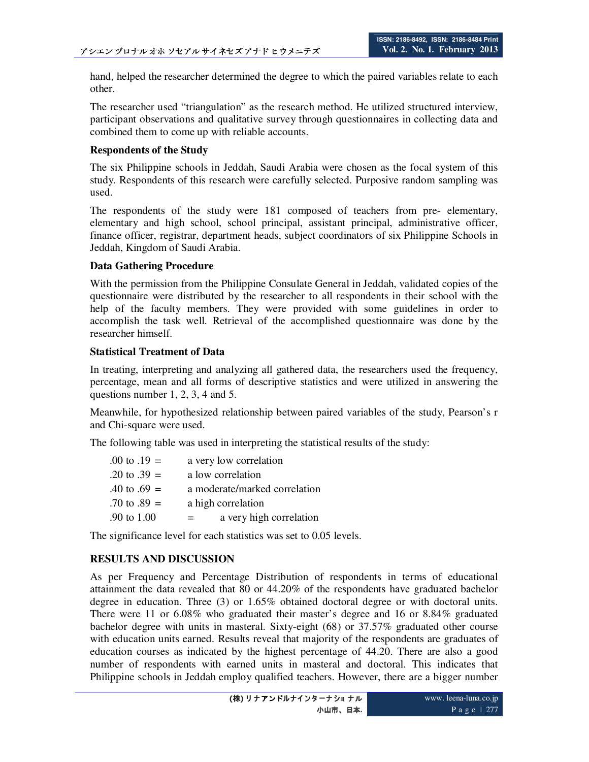hand, helped the researcher determined the degree to which the paired variables relate to each other.

The researcher used "triangulation" as the research method. He utilized structured interview, participant observations and qualitative survey through questionnaires in collecting data and combined them to come up with reliable accounts.

**Respondents of the Study**

The six Philippine schools in Jeddah, Saudi Arabia were chosen as the focal system of this study. Respondents of this research were carefully selected. Purposive random sampling was used.

The respondents of the study were 181 composed of teachers from pre- elementary, elementary and high school, school principal, assistant principal, administrative officer, finance officer, registrar, department heads, subject coordinators of six Philippine Schools in Jeddah, Kingdom of Saudi Arabia.

**Data Gathering Procedure**

With the permission from the Philippine Consulate General in Jeddah, validated copies of the questionnaire were distributed by the researcher to all respondents in their school with the help of the faculty members. They were provided with some guidelines in order to accomplish the task well. Retrieval of the accomplished questionnaire was done by the researcher himself.

**Statistical Treatment of Data**

In treating, interpreting and analyzing all gathered data, the researchers used the frequency, percentage, mean and all forms of descriptive statistics and were utilized in answering the questions number 1, 2, 3, 4 and 5.

Meanwhile, for hypothesized relationship between paired variables of the study, Pearson's r and Chi-square were used.

The following table was used in interpreting the statistical results of the study:

.00 to .19 = a very low correlation
.20 to .39 = a low correlation
.40 to .69 = a moderate/marked correlation
.70 to .89 = a high correlation
.90 to 1.00 = a very high correlation

The significance level for each statistics was set to 0.05 levels.

**RESULTS AND DISCUSSION**

As per Frequency and Percentage Distribution of respondents in terms of educational attainment the data revealed that 80 or 44.20% of the respondents have graduated bachelor degree in education. Three (3) or 1.65% obtained doctoral degree or with doctoral units. There were 11 or 6.08% who graduated their master's degree and 16 or 8.84% graduated bachelor degree with units in masteral. Sixty-eight (68) or 37.57% graduated other course with education units earned. Results reveal that majority of the respondents are graduates of education courses as indicated by the highest percentage of 44.20. There are also a good number of respondents with earned units in masteral and doctoral. This indicates that Philippine schools in Jeddah employ qualified teachers. However, there are a bigger number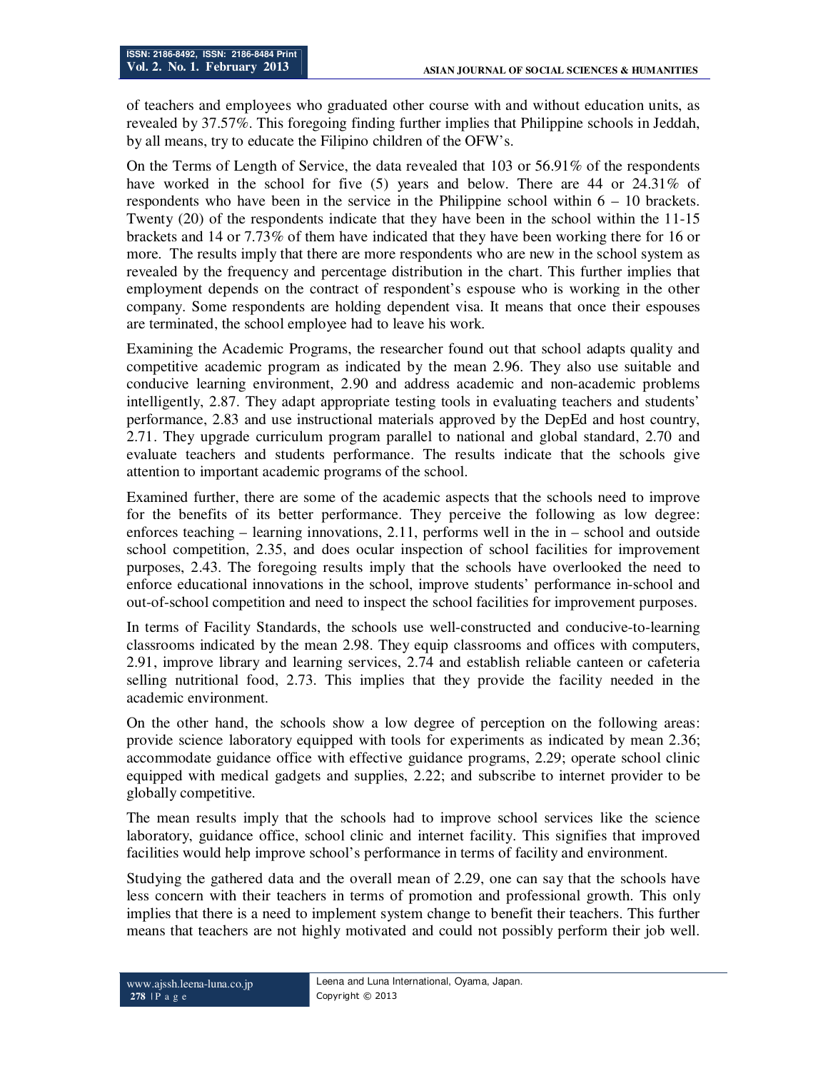of teachers and employees who graduated other course with and without education units, as revealed by 37.57%. This foregoing finding further implies that Philippine schools in Jeddah, by all means, try to educate the Filipino children of the OFW's.

On the Terms of Length of Service, the data revealed that 103 or 56.91% of the respondents have worked in the school for five (5) years and below. There are 44 or 24.31% of respondents who have been in the service in the Philippine school within 6 – 10 brackets. Twenty (20) of the respondents indicate that they have been in the school within the 11-15 brackets and 14 or 7.73% of them have indicated that they have been working there for 16 or more. The results imply that there are more respondents who are new in the school system as revealed by the frequency and percentage distribution in the chart. This further implies that employment depends on the contract of respondent's espouse who is working in the other company. Some respondents are holding dependent visa. It means that once their espouses are terminated, the school employee had to leave his work.

Examining the Academic Programs, the researcher found out that school adapts quality and competitive academic program as indicated by the mean 2.96. They also use suitable and conducive learning environment, 2.90 and address academic and non-academic problems intelligently, 2.87. They adapt appropriate testing tools in evaluating teachers and students' performance, 2.83 and use instructional materials approved by the DepEd and host country, 2.71. They upgrade curriculum program parallel to national and global standard, 2.70 and evaluate teachers and students performance. The results indicate that the schools give attention to important academic programs of the school.

Examined further, there are some of the academic aspects that the schools need to improve for the benefits of its better performance. They perceive the following as low degree: enforces teaching – learning innovations, 2.11, performs well in the in – school and outside school competition, 2.35, and does ocular inspection of school facilities for improvement purposes, 2.43. The foregoing results imply that the schools have overlooked the need to enforce educational innovations in the school, improve students' performance in-school and out-of-school competition and need to inspect the school facilities for improvement purposes.

In terms of Facility Standards, the schools use well-constructed and conducive-to-learning classrooms indicated by the mean 2.98. They equip classrooms and offices with computers, 2.91, improve library and learning services, 2.74 and establish reliable canteen or cafeteria selling nutritional food, 2.73. This implies that they provide the facility needed in the academic environment.

On the other hand, the schools show a low degree of perception on the following areas: provide science laboratory equipped with tools for experiments as indicated by mean 2.36; accommodate guidance office with effective guidance programs, 2.29; operate school clinic equipped with medical gadgets and supplies, 2.22; and subscribe to internet provider to be globally competitive.

The mean results imply that the schools had to improve school services like the science laboratory, guidance office, school clinic and internet facility. This signifies that improved facilities would help improve school's performance in terms of facility and environment.

Studying the gathered data and the overall mean of 2.29, one can say that the schools have less concern with their teachers in terms of promotion and professional growth. This only implies that there is a need to implement system change to benefit their teachers. This further means that teachers are not highly motivated and could not possibly perform their job well.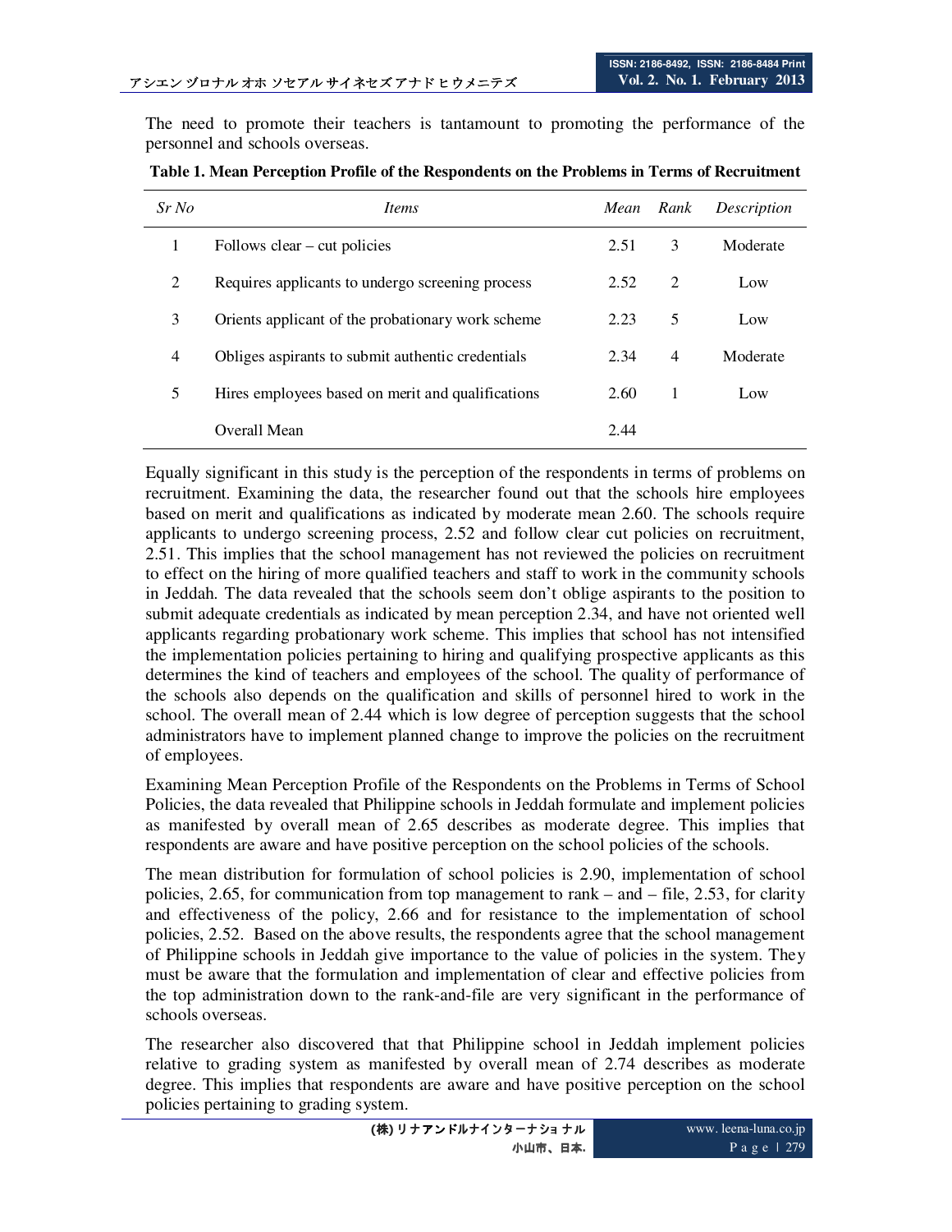The need to promote their teachers is tantamount to promoting the performance of the personnel and schools overseas.

**Table 1. Mean Perception Profile of the Respondents on the Problems in Terms of Recruitment**

| *Sr No* | *Items* | *Mean* | *Rank* | *Description* |
|---|---|---|---|---|
| 1 | Follows clear – cut policies | 2.51 | 3 | Moderate |
| 2 | Requires applicants to undergo screening process | 2.52 | 2 | Low |
| 3 | Orients applicant of the probationary work scheme | 2.23 | 5 | Low |
| 4 | Obliges aspirants to submit authentic credentials | 2.34 | 4 | Moderate |
| 5 | Hires employees based on merit and qualifications | 2.60 | 1 | Low |
| | Overall Mean | 2.44 | | |

Equally significant in this study is the perception of the respondents in terms of problems on recruitment. Examining the data, the researcher found out that the schools hire employees based on merit and qualifications as indicated by moderate mean 2.60. The schools require applicants to undergo screening process, 2.52 and follow clear cut policies on recruitment, 2.51. This implies that the school management has not reviewed the policies on recruitment to effect on the hiring of more qualified teachers and staff to work in the community schools in Jeddah. The data revealed that the schools seem don't oblige aspirants to the position to submit adequate credentials as indicated by mean perception 2.34, and have not oriented well applicants regarding probationary work scheme. This implies that school has not intensified the implementation policies pertaining to hiring and qualifying prospective applicants as this determines the kind of teachers and employees of the school. The quality of performance of the schools also depends on the qualification and skills of personnel hired to work in the school. The overall mean of 2.44 which is low degree of perception suggests that the school administrators have to implement planned change to improve the policies on the recruitment of employees.

Examining Mean Perception Profile of the Respondents on the Problems in Terms of School Policies, the data revealed that Philippine schools in Jeddah formulate and implement policies as manifested by overall mean of 2.65 describes as moderate degree. This implies that respondents are aware and have positive perception on the school policies of the schools.

The mean distribution for formulation of school policies is 2.90, implementation of school policies, 2.65, for communication from top management to rank – and – file, 2.53, for clarity and effectiveness of the policy, 2.66 and for resistance to the implementation of school policies, 2.52. Based on the above results, the respondents agree that the school management of Philippine schools in Jeddah give importance to the value of policies in the system. They must be aware that the formulation and implementation of clear and effective policies from the top administration down to the rank-and-file are very significant in the performance of schools overseas.

The researcher also discovered that that Philippine school in Jeddah implement policies relative to grading system as manifested by overall mean of 2.74 describes as moderate degree. This implies that respondents are aware and have positive perception on the school policies pertaining to grading system.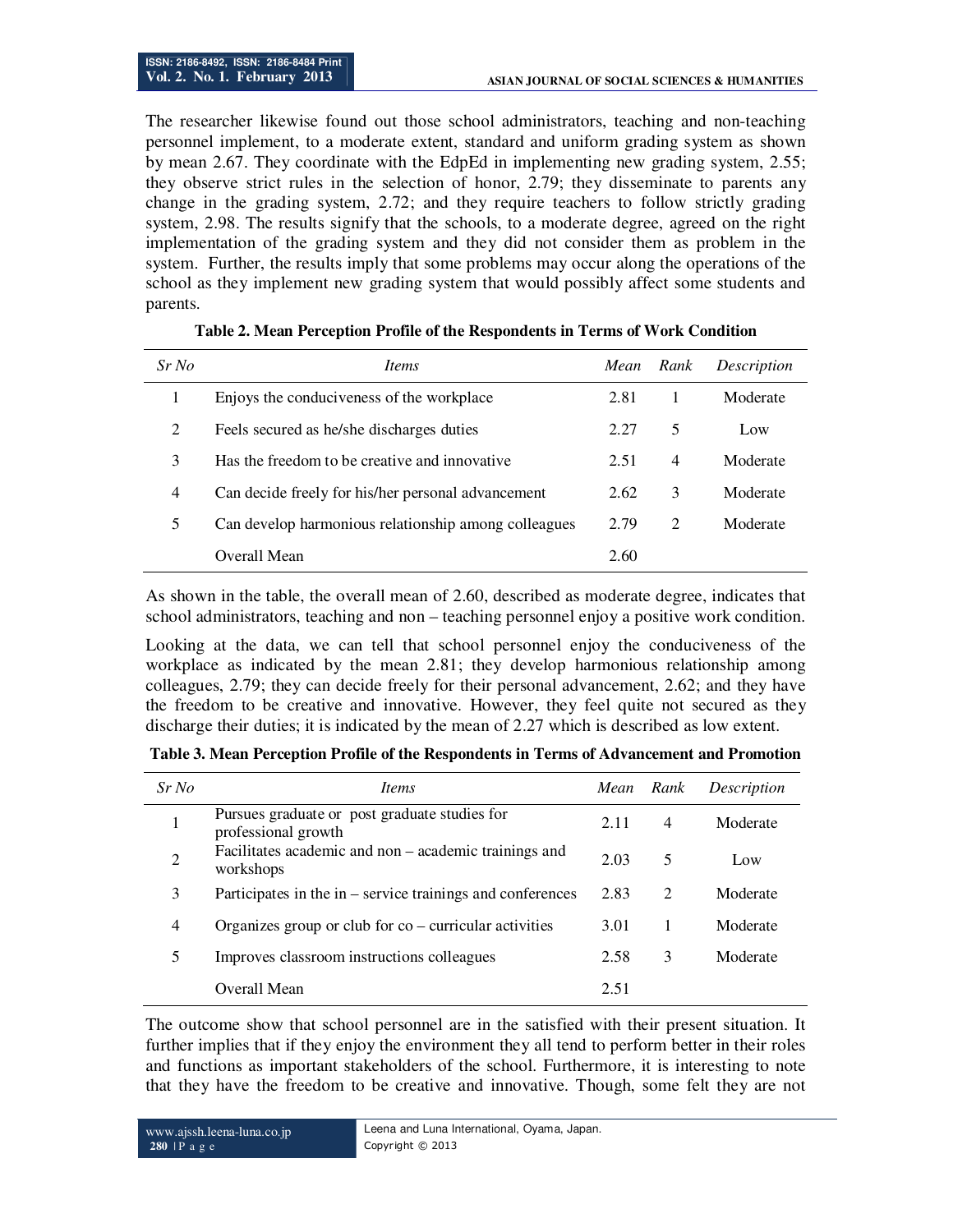The researcher likewise found out those school administrators, teaching and non-teaching personnel implement, to a moderate extent, standard and uniform grading system as shown by mean 2.67. They coordinate with the EdpEd in implementing new grading system, 2.55; they observe strict rules in the selection of honor, 2.79; they disseminate to parents any change in the grading system, 2.72; and they require teachers to follow strictly grading system, 2.98. The results signify that the schools, to a moderate degree, agreed on the right implementation of the grading system and they did not consider them as problem in the system. Further, the results imply that some problems may occur along the operations of the school as they implement new grading system that would possibly affect some students and parents.

**Table 2. Mean Perception Profile of the Respondents in Terms of Work Condition**

| *Sr No* | *Items* | *Mean* | *Rank* | *Description* |
|---|---|---|---|---|
| 1 | Enjoys the conduciveness of the workplace | 2.81 | 1 | Moderate |
| 2 | Feels secured as he/she discharges duties | 2.27 | 5 | Low |
| 3 | Has the freedom to be creative and innovative | 2.51 | 4 | Moderate |
| 4 | Can decide freely for his/her personal advancement | 2.62 | 3 | Moderate |
| 5 | Can develop harmonious relationship among colleagues | 2.79 | 2 | Moderate |
| | Overall Mean | 2.60 | | |

As shown in the table, the overall mean of 2.60, described as moderate degree, indicates that school administrators, teaching and non – teaching personnel enjoy a positive work condition.

Looking at the data, we can tell that school personnel enjoy the conduciveness of the workplace as indicated by the mean 2.81; they develop harmonious relationship among colleagues, 2.79; they can decide freely for their personal advancement, 2.62; and they have the freedom to be creative and innovative. However, they feel quite not secured as they discharge their duties; it is indicated by the mean of 2.27 which is described as low extent.

**Table 3. Mean Perception Profile of the Respondents in Terms of Advancement and Promotion**

| *Sr No* | *Items* | *Mean* | *Rank* | *Description* |
|---|---|---|---|---|
| 1 | Pursues graduate or post graduate studies for professional growth | 2.11 | 4 | Moderate |
| 2 | Facilitates academic and non – academic trainings and workshops | 2.03 | 5 | Low |
| 3 | Participates in the in – service trainings and conferences | 2.83 | 2 | Moderate |
| 4 | Organizes group or club for co – curricular activities | 3.01 | 1 | Moderate |
| 5 | Improves classroom instructions colleagues | 2.58 | 3 | Moderate |
| | Overall Mean | 2.51 | | |

The outcome show that school personnel are in the satisfied with their present situation. It further implies that if they enjoy the environment they all tend to perform better in their roles and functions as important stakeholders of the school. Furthermore, it is interesting to note that they have the freedom to be creative and innovative. Though, some felt they are not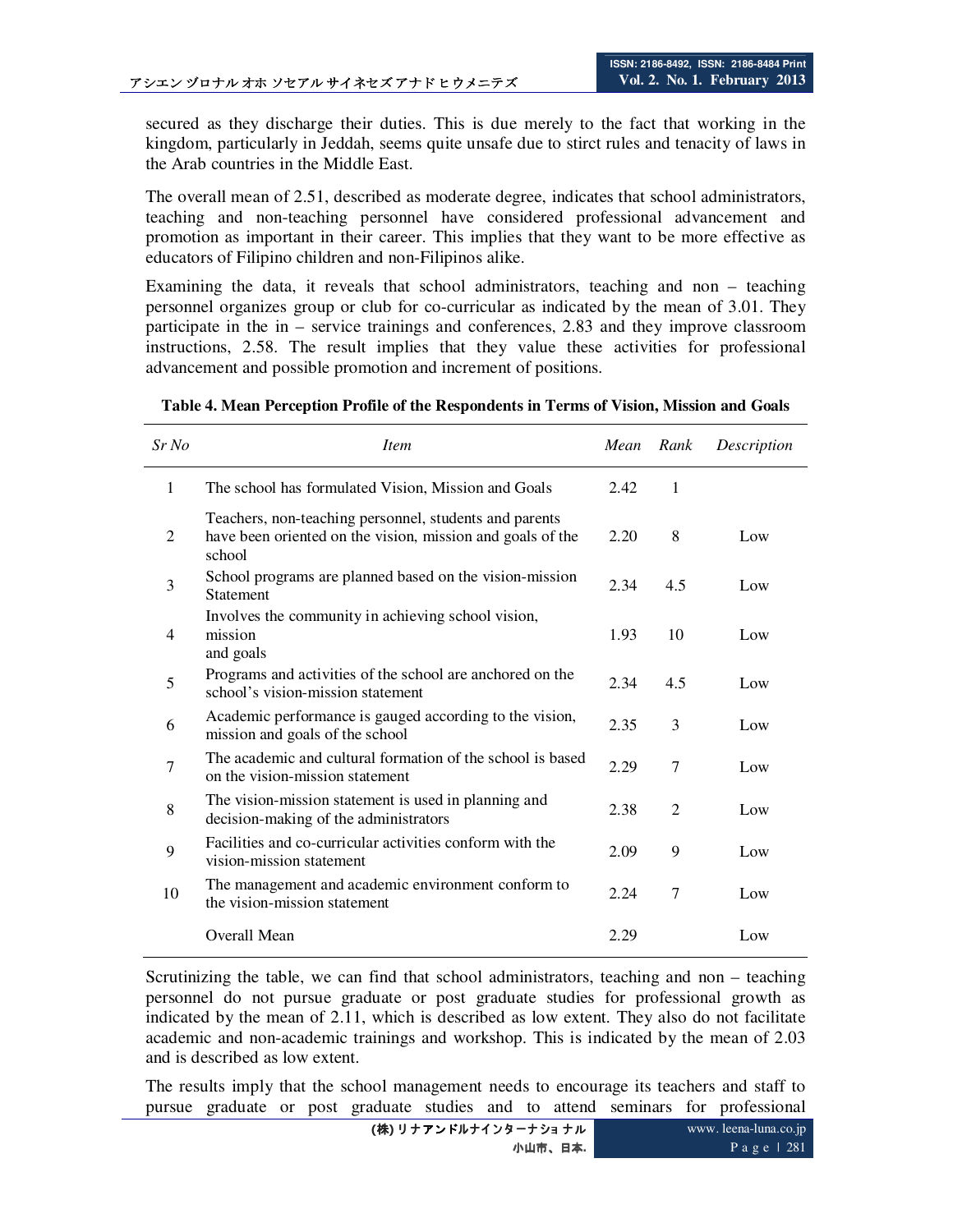secured as they discharge their duties. This is due merely to the fact that working in the kingdom, particularly in Jeddah, seems quite unsafe due to stirct rules and tenacity of laws in the Arab countries in the Middle East.

The overall mean of 2.51, described as moderate degree, indicates that school administrators, teaching and non-teaching personnel have considered professional advancement and promotion as important in their career. This implies that they want to be more effective as educators of Filipino children and non-Filipinos alike.

Examining the data, it reveals that school administrators, teaching and non – teaching personnel organizes group or club for co-curricular as indicated by the mean of 3.01. They participate in the in – service trainings and conferences, 2.83 and they improve classroom instructions, 2.58. The result implies that they value these activities for professional advancement and possible promotion and increment of positions.

**Table 4. Mean Perception Profile of the Respondents in Terms of Vision, Mission and Goals**

| *Sr No* | *Item* | *Mean* | *Rank* | *Description* |
|---|---|---|---|---|
| 1 | The school has formulated Vision, Mission and Goals | 2.42 | 1 | |
| 2 | Teachers, non-teaching personnel, students and parents have been oriented on the vision, mission and goals of the school | 2.20 | 8 | Low |
| 3 | School programs are planned based on the vision-mission Statement | 2.34 | 4.5 | Low |
| 4 | Involves the community in achieving school vision, mission and goals | 1.93 | 10 | Low |
| 5 | Programs and activities of the school are anchored on the school's vision-mission statement | 2.34 | 4.5 | Low |
| 6 | Academic performance is gauged according to the vision, mission and goals of the school | 2.35 | 3 | Low |
| 7 | The academic and cultural formation of the school is based on the vision-mission statement | 2.29 | 7 | Low |
| 8 | The vision-mission statement is used in planning and decision-making of the administrators | 2.38 | 2 | Low |
| 9 | Facilities and co-curricular activities conform with the vision-mission statement | 2.09 | 9 | Low |
| 10 | The management and academic environment conform to the vision-mission statement | 2.24 | 7 | Low |
| | Overall Mean | 2.29 | | Low |

Scrutinizing the table, we can find that school administrators, teaching and non – teaching personnel do not pursue graduate or post graduate studies for professional growth as indicated by the mean of 2.11, which is described as low extent. They also do not facilitate academic and non-academic trainings and workshop. This is indicated by the mean of 2.03 and is described as low extent.

The results imply that the school management needs to encourage its teachers and staff to pursue graduate or post graduate studies and to attend seminars for professional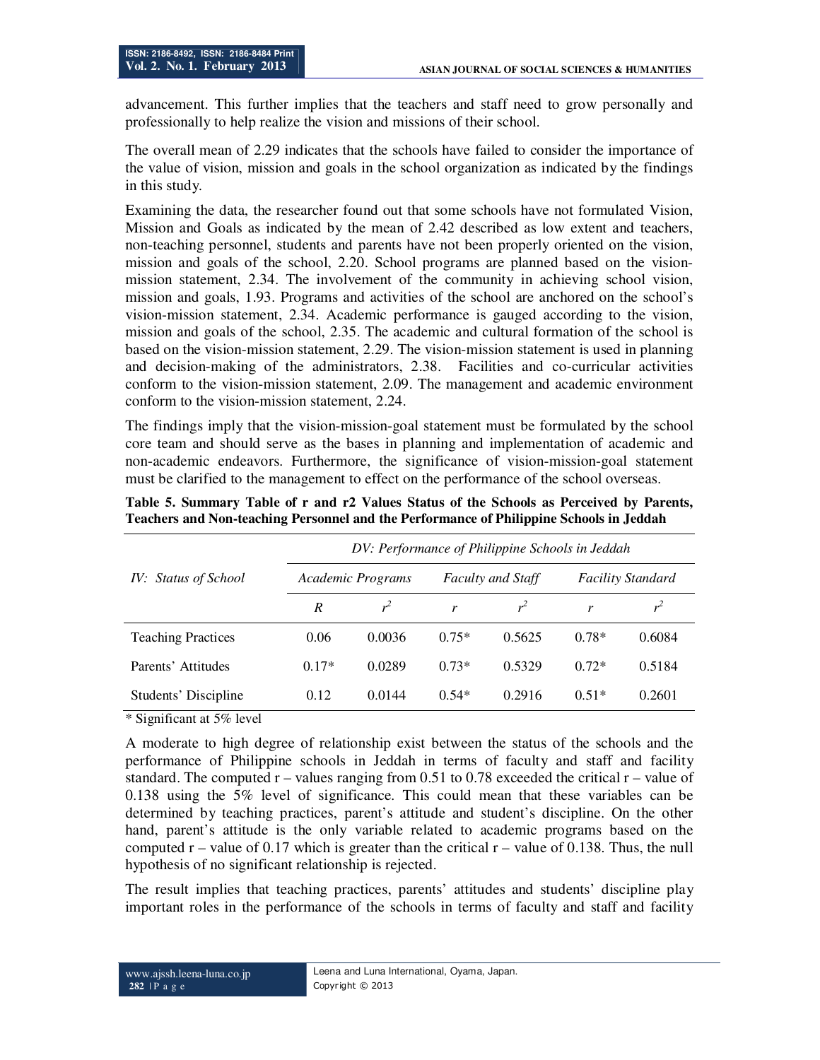advancement. This further implies that the teachers and staff need to grow personally and professionally to help realize the vision and missions of their school.

The overall mean of 2.29 indicates that the schools have failed to consider the importance of the value of vision, mission and goals in the school organization as indicated by the findings in this study.

Examining the data, the researcher found out that some schools have not formulated Vision, Mission and Goals as indicated by the mean of 2.42 described as low extent and teachers, non-teaching personnel, students and parents have not been properly oriented on the vision, mission and goals of the school, 2.20. School programs are planned based on the vision-mission statement, 2.34. The involvement of the community in achieving school vision, mission and goals, 1.93. Programs and activities of the school are anchored on the school's vision-mission statement, 2.34. Academic performance is gauged according to the vision, mission and goals of the school, 2.35. The academic and cultural formation of the school is based on the vision-mission statement, 2.29. The vision-mission statement is used in planning and decision-making of the administrators, 2.38. Facilities and co-curricular activities conform to the vision-mission statement, 2.09. The management and academic environment conform to the vision-mission statement, 2.24.

The findings imply that the vision-mission-goal statement must be formulated by the school core team and should serve as the bases in planning and implementation of academic and non-academic endeavors. Furthermore, the significance of vision-mission-goal statement must be clarified to the management to effect on the performance of the school overseas.

**Table 5. Summary Table of r and r2 Values Status of the Schools as Perceived by Parents, Teachers and Non-teaching Personnel and the Performance of Philippine Schools in Jeddah**

| *IV: Status of School* | *DV: Performance of Philippine Schools in Jeddah* | | | | | |
|---|---|---|---|---|---|---|
| | *Academic Programs* | | *Faculty and Staff* | | *Facility Standard* | |
| | *R* | $r^2$ | *r* | $r^2$ | *r* | $r^2$ |
| Teaching Practices | 0.06 | 0.0036 | 0.75* | 0.5625 | 0.78* | 0.6084 |
| Parents' Attitudes | 0.17* | 0.0289 | 0.73* | 0.5329 | 0.72* | 0.5184 |
| Students' Discipline | 0.12 | 0.0144 | 0.54* | 0.2916 | 0.51* | 0.2601 |

* Significant at 5% level

A moderate to high degree of relationship exist between the status of the schools and the performance of Philippine schools in Jeddah in terms of faculty and staff and facility standard. The computed r – values ranging from 0.51 to 0.78 exceeded the critical r – value of 0.138 using the 5% level of significance. This could mean that these variables can be determined by teaching practices, parent's attitude and student's discipline. On the other hand, parent's attitude is the only variable related to academic programs based on the computed r – value of 0.17 which is greater than the critical r – value of 0.138. Thus, the null hypothesis of no significant relationship is rejected.

The result implies that teaching practices, parents' attitudes and students' discipline play important roles in the performance of the schools in terms of faculty and staff and facility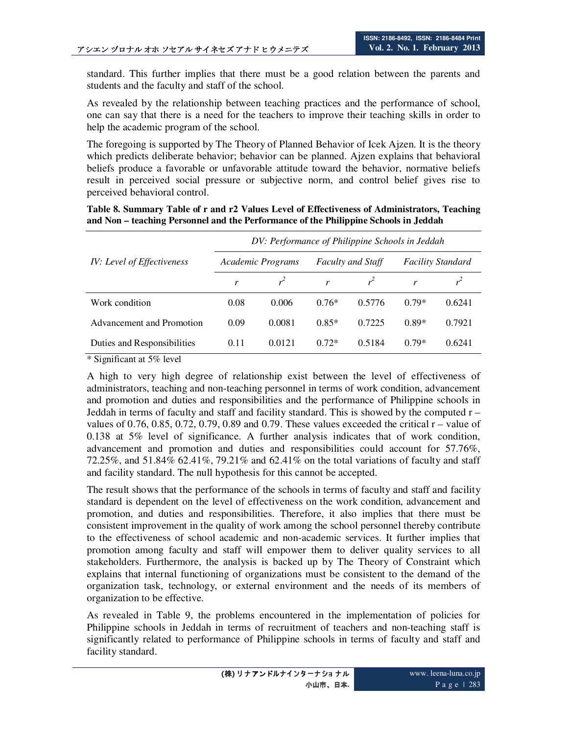standard. This further implies that there must be a good relation between the parents and students and the faculty and staff of the school.

As revealed by the relationship between teaching practices and the performance of school, one can say that there is a need for the teachers to improve their teaching skills in order to help the academic program of the school.

The foregoing is supported by The Theory of Planned Behavior of Icek Ajzen. It is the theory which predicts deliberate behavior; behavior can be planned. Ajzen explains that behavioral beliefs produce a favorable or unfavorable attitude toward the behavior, normative beliefs result in perceived social pressure or subjective norm, and control belief gives rise to perceived behavioral control.

**Table 8. Summary Table of r and r2 Values Level of Effectiveness of Administrators, Teaching and Non – teaching Personnel and the Performance of the Philippine Schools in Jeddah**

| *IV: Level of Effectiveness* | *DV: Performance of Philippine Schools in Jeddah* | | | | | |
|---|---|---|---|---|---|---|
| | *Academic Programs* | | *Faculty and Staff* | | *Facility Standard* | |
| | $r$ | $r^2$ | $r$ | $r^2$ | $r$ | $r^2$ |
| Work condition | 0.08 | 0.006 | 0.76* | 0.5776 | 0.79* | 0.6241 |
| Advancement and Promotion | 0.09 | 0.0081 | 0.85* | 0.7225 | 0.89* | 0.7921 |
| Duties and Responsibilities | 0.11 | 0.0121 | 0.72* | 0.5184 | 0.79* | 0.6241 |

\* Significant at 5% level

A high to very high degree of relationship exist between the level of effectiveness of administrators, teaching and non-teaching personnel in terms of work condition, advancement and promotion and duties and responsibilities and the performance of Philippine schools in Jeddah in terms of faculty and staff and facility standard. This is showed by the computed r – values of 0.76, 0.85, 0.72, 0.79, 0.89 and 0.79. These values exceeded the critical r – value of 0.138 at 5% level of significance. A further analysis indicates that of work condition, advancement and promotion and duties and responsibilities could account for 57.76%, 72.25%, and 51.84% 62.41%, 79.21% and 62.41% on the total variations of faculty and staff and facility standard. The null hypothesis for this cannot be accepted.

The result shows that the performance of the schools in terms of faculty and staff and facility standard is dependent on the level of effectiveness on the work condition, advancement and promotion, and duties and responsibilities. Therefore, it also implies that there must be consistent improvement in the quality of work among the school personnel thereby contribute to the effectiveness of school academic and non-academic services. It further implies that promotion among faculty and staff will empower them to deliver quality services to all stakeholders. Furthermore, the analysis is backed up by The Theory of Constraint which explains that internal functioning of organizations must be consistent to the demand of the organization task, technology, or external environment and the needs of its members of organization to be effective.

As revealed in Table 9, the problems encountered in the implementation of policies for Philippine schools in Jeddah in terms of recruitment of teachers and non-teaching staff is significantly related to performance of Philippine schools in terms of faculty and staff and facility standard.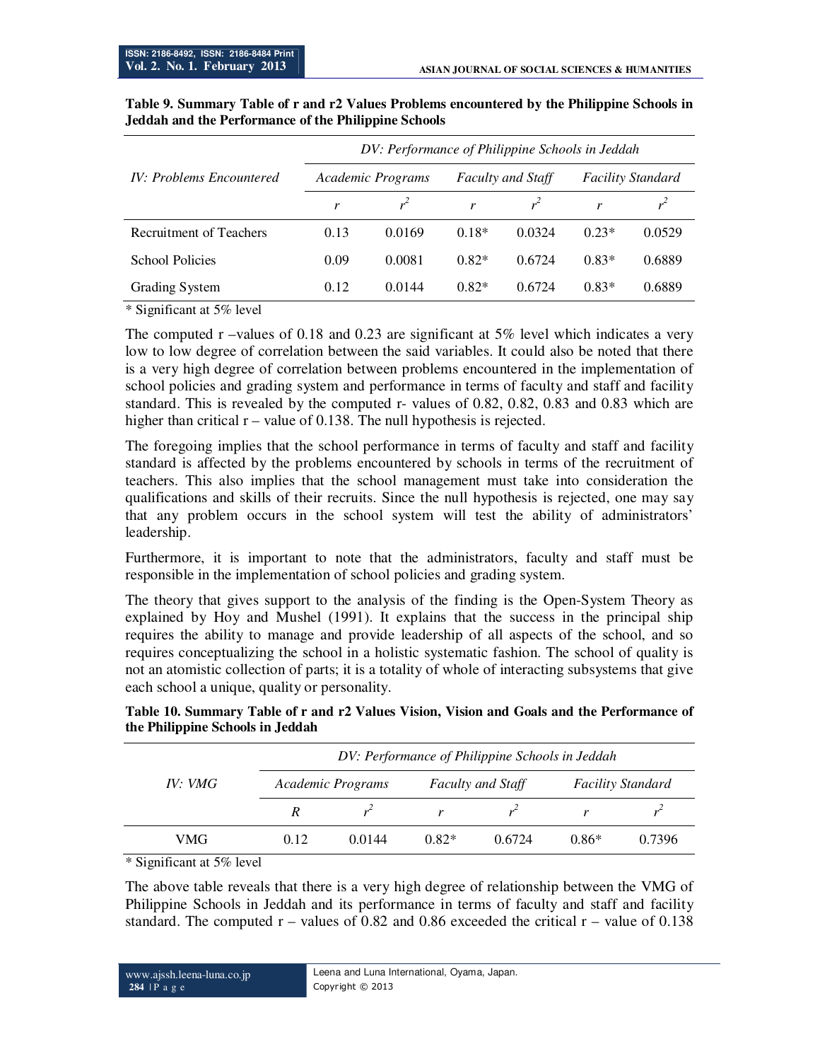**Table 9. Summary Table of r and r2 Values Problems encountered by the Philippine Schools in Jeddah and the Performance of the Philippine Schools**

| *IV: Problems Encountered* | *DV: Performance of Philippine Schools in Jeddah* | | | | | |
|---|---|---|---|---|---|---|
| | *Academic Programs* | | *Faculty and Staff* | | *Facility Standard* | |
| | $r$ | $r^2$ | $r$ | $r^2$ | $r$ | $r^2$ |
| Recruitment of Teachers | 0.13 | 0.0169 | 0.18* | 0.0324 | 0.23* | 0.0529 |
| School Policies | 0.09 | 0.0081 | 0.82* | 0.6724 | 0.83* | 0.6889 |
| Grading System | 0.12 | 0.0144 | 0.82* | 0.6724 | 0.83* | 0.6889 |

\* Significant at 5% level

The computed r –values of 0.18 and 0.23 are significant at 5% level which indicates a very low to low degree of correlation between the said variables. It could also be noted that there is a very high degree of correlation between problems encountered in the implementation of school policies and grading system and performance in terms of faculty and staff and facility standard. This is revealed by the computed r- values of 0.82, 0.82, 0.83 and 0.83 which are higher than critical r – value of 0.138. The null hypothesis is rejected.

The foregoing implies that the school performance in terms of faculty and staff and facility standard is affected by the problems encountered by schools in terms of the recruitment of teachers. This also implies that the school management must take into consideration the qualifications and skills of their recruits. Since the null hypothesis is rejected, one may say that any problem occurs in the school system will test the ability of administrators' leadership.

Furthermore, it is important to note that the administrators, faculty and staff must be responsible in the implementation of school policies and grading system.

The theory that gives support to the analysis of the finding is the Open-System Theory as explained by Hoy and Mushel (1991). It explains that the success in the principal ship requires the ability to manage and provide leadership of all aspects of the school, and so requires conceptualizing the school in a holistic systematic fashion. The school of quality is not an atomistic collection of parts; it is a totality of whole of interacting subsystems that give each school a unique, quality or personality.

**Table 10. Summary Table of r and r2 Values Vision, Vision and Goals and the Performance of the Philippine Schools in Jeddah**

| *IV: VMG* | *DV: Performance of Philippine Schools in Jeddah* | | | | | |
|---|---|---|---|---|---|---|
| | *Academic Programs* | | *Faculty and Staff* | | *Facility Standard* | |
| | $R$ | $r^2$ | $r$ | $r^2$ | $r$ | $r^2$ |
| VMG | 0.12 | 0.0144 | 0.82* | 0.6724 | 0.86* | 0.7396 |

\* Significant at 5% level

The above table reveals that there is a very high degree of relationship between the VMG of Philippine Schools in Jeddah and its performance in terms of faculty and staff and facility standard. The computed r – values of 0.82 and 0.86 exceeded the critical r – value of 0.138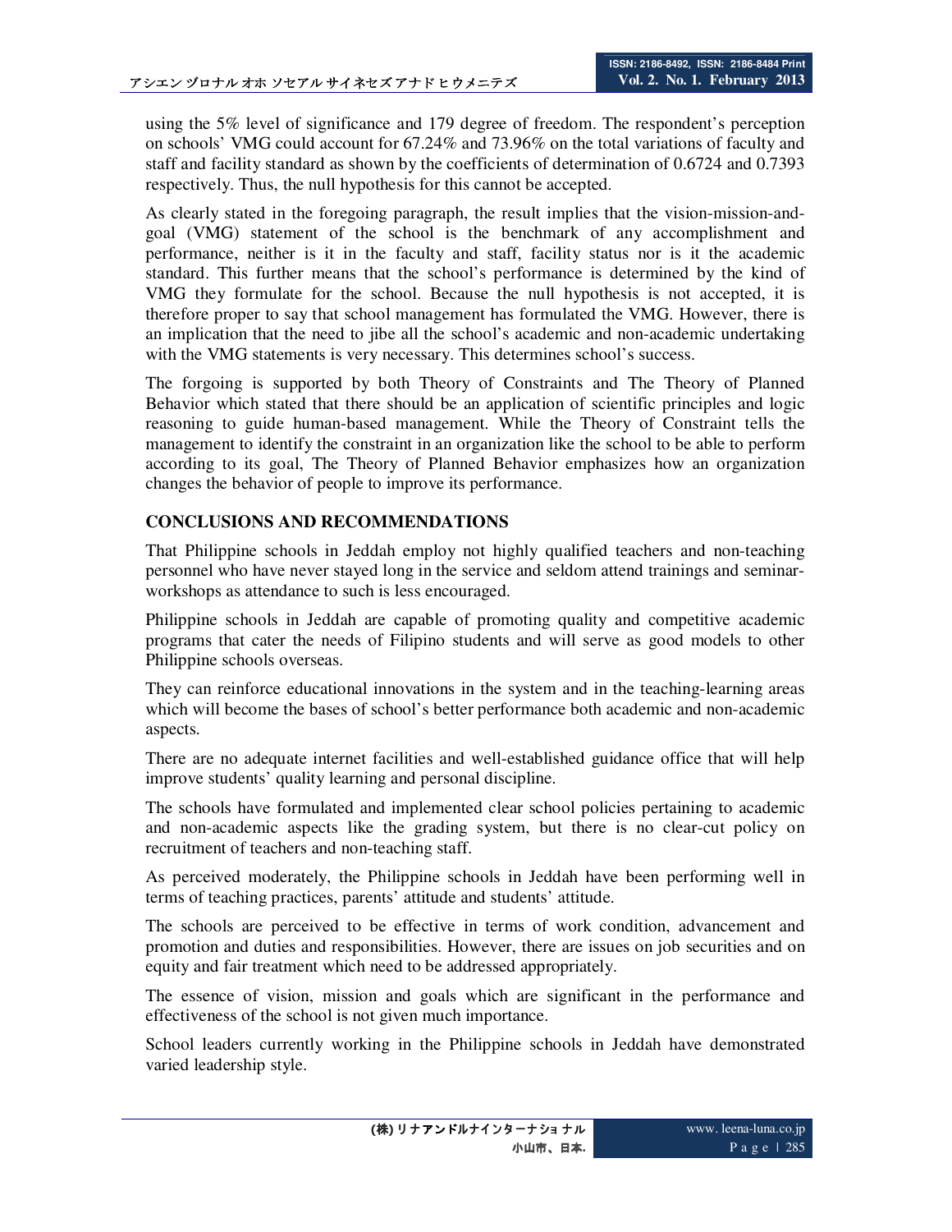using the 5% level of significance and 179 degree of freedom. The respondent's perception on schools' VMG could account for 67.24% and 73.96% on the total variations of faculty and staff and facility standard as shown by the coefficients of determination of 0.6724 and 0.7393 respectively. Thus, the null hypothesis for this cannot be accepted.

As clearly stated in the foregoing paragraph, the result implies that the vision-mission-and-goal (VMG) statement of the school is the benchmark of any accomplishment and performance, neither is it in the faculty and staff, facility status nor is it the academic standard. This further means that the school's performance is determined by the kind of VMG they formulate for the school. Because the null hypothesis is not accepted, it is therefore proper to say that school management has formulated the VMG. However, there is an implication that the need to jibe all the school's academic and non-academic undertaking with the VMG statements is very necessary. This determines school's success.

The forgoing is supported by both Theory of Constraints and The Theory of Planned Behavior which stated that there should be an application of scientific principles and logic reasoning to guide human-based management. While the Theory of Constraint tells the management to identify the constraint in an organization like the school to be able to perform according to its goal, The Theory of Planned Behavior emphasizes how an organization changes the behavior of people to improve its performance.

## CONCLUSIONS AND RECOMMENDATIONS

That Philippine schools in Jeddah employ not highly qualified teachers and non-teaching personnel who have never stayed long in the service and seldom attend trainings and seminar-workshops as attendance to such is less encouraged.

Philippine schools in Jeddah are capable of promoting quality and competitive academic programs that cater the needs of Filipino students and will serve as good models to other Philippine schools overseas.

They can reinforce educational innovations in the system and in the teaching-learning areas which will become the bases of school's better performance both academic and non-academic aspects.

There are no adequate internet facilities and well-established guidance office that will help improve students' quality learning and personal discipline.

The schools have formulated and implemented clear school policies pertaining to academic and non-academic aspects like the grading system, but there is no clear-cut policy on recruitment of teachers and non-teaching staff.

As perceived moderately, the Philippine schools in Jeddah have been performing well in terms of teaching practices, parents' attitude and students' attitude.

The schools are perceived to be effective in terms of work condition, advancement and promotion and duties and responsibilities. However, there are issues on job securities and on equity and fair treatment which need to be addressed appropriately.

The essence of vision, mission and goals which are significant in the performance and effectiveness of the school is not given much importance.

School leaders currently working in the Philippine schools in Jeddah have demonstrated varied leadership style.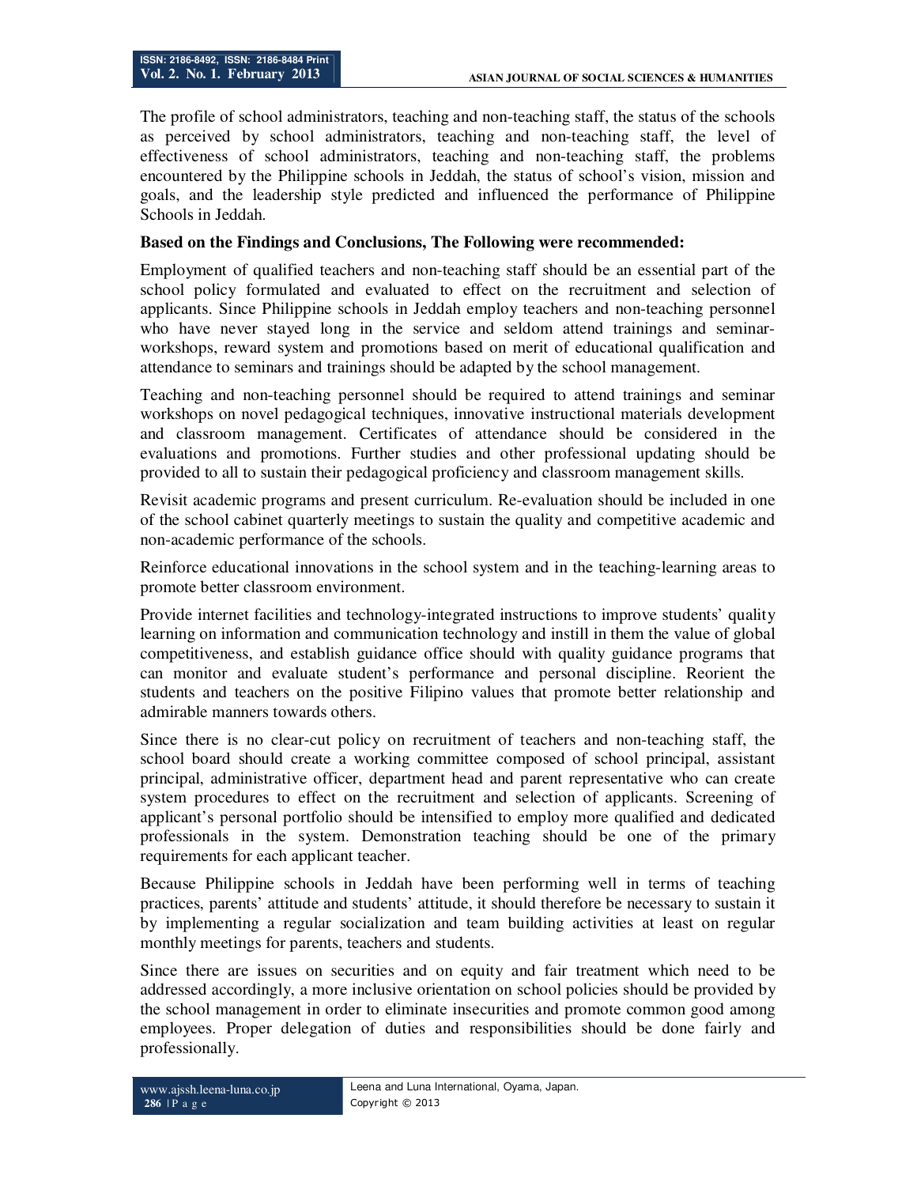The profile of school administrators, teaching and non-teaching staff, the status of the schools as perceived by school administrators, teaching and non-teaching staff, the level of effectiveness of school administrators, teaching and non-teaching staff, the problems encountered by the Philippine schools in Jeddah, the status of school's vision, mission and goals, and the leadership style predicted and influenced the performance of Philippine Schools in Jeddah.

**Based on the Findings and Conclusions, The Following were recommended:**

Employment of qualified teachers and non-teaching staff should be an essential part of the school policy formulated and evaluated to effect on the recruitment and selection of applicants. Since Philippine schools in Jeddah employ teachers and non-teaching personnel who have never stayed long in the service and seldom attend trainings and seminar-workshops, reward system and promotions based on merit of educational qualification and attendance to seminars and trainings should be adapted by the school management.

Teaching and non-teaching personnel should be required to attend trainings and seminar workshops on novel pedagogical techniques, innovative instructional materials development and classroom management. Certificates of attendance should be considered in the evaluations and promotions. Further studies and other professional updating should be provided to all to sustain their pedagogical proficiency and classroom management skills.

Revisit academic programs and present curriculum. Re-evaluation should be included in one of the school cabinet quarterly meetings to sustain the quality and competitive academic and non-academic performance of the schools.

Reinforce educational innovations in the school system and in the teaching-learning areas to promote better classroom environment.

Provide internet facilities and technology-integrated instructions to improve students' quality learning on information and communication technology and instill in them the value of global competitiveness, and establish guidance office should with quality guidance programs that can monitor and evaluate student's performance and personal discipline. Reorient the students and teachers on the positive Filipino values that promote better relationship and admirable manners towards others.

Since there is no clear-cut policy on recruitment of teachers and non-teaching staff, the school board should create a working committee composed of school principal, assistant principal, administrative officer, department head and parent representative who can create system procedures to effect on the recruitment and selection of applicants. Screening of applicant's personal portfolio should be intensified to employ more qualified and dedicated professionals in the system. Demonstration teaching should be one of the primary requirements for each applicant teacher.

Because Philippine schools in Jeddah have been performing well in terms of teaching practices, parents' attitude and students' attitude, it should therefore be necessary to sustain it by implementing a regular socialization and team building activities at least on regular monthly meetings for parents, teachers and students.

Since there are issues on securities and on equity and fair treatment which need to be addressed accordingly, a more inclusive orientation on school policies should be provided by the school management in order to eliminate insecurities and promote common good among employees. Proper delegation of duties and responsibilities should be done fairly and professionally.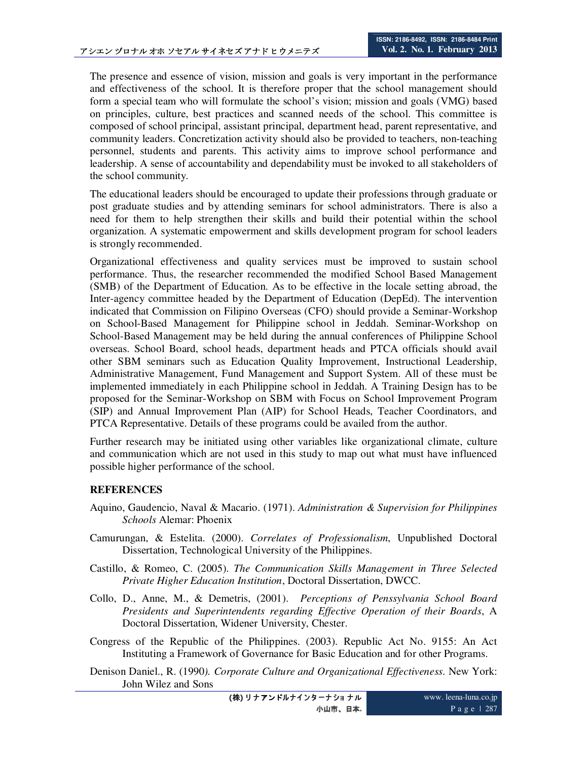The presence and essence of vision, mission and goals is very important in the performance and effectiveness of the school. It is therefore proper that the school management should form a special team who will formulate the school's vision; mission and goals (VMG) based on principles, culture, best practices and scanned needs of the school. This committee is composed of school principal, assistant principal, department head, parent representative, and community leaders. Concretization activity should also be provided to teachers, non-teaching personnel, students and parents. This activity aims to improve school performance and leadership. A sense of accountability and dependability must be invoked to all stakeholders of the school community.

The educational leaders should be encouraged to update their professions through graduate or post graduate studies and by attending seminars for school administrators. There is also a need for them to help strengthen their skills and build their potential within the school organization. A systematic empowerment and skills development program for school leaders is strongly recommended.

Organizational effectiveness and quality services must be improved to sustain school performance. Thus, the researcher recommended the modified School Based Management (SMB) of the Department of Education. As to be effective in the locale setting abroad, the Inter-agency committee headed by the Department of Education (DepEd). The intervention indicated that Commission on Filipino Overseas (CFO) should provide a Seminar-Workshop on School-Based Management for Philippine school in Jeddah. Seminar-Workshop on School-Based Management may be held during the annual conferences of Philippine School overseas. School Board, school heads, department heads and PTCA officials should avail other SBM seminars such as Education Quality Improvement, Instructional Leadership, Administrative Management, Fund Management and Support System. All of these must be implemented immediately in each Philippine school in Jeddah. A Training Design has to be proposed for the Seminar-Workshop on SBM with Focus on School Improvement Program (SIP) and Annual Improvement Plan (AIP) for School Heads, Teacher Coordinators, and PTCA Representative. Details of these programs could be availed from the author.

Further research may be initiated using other variables like organizational climate, culture and communication which are not used in this study to map out what must have influenced possible higher performance of the school.

## REFERENCES

Aquino, Gaudencio, Naval & Macario. (1971). *Administration & Supervision for Philippines Schools* Alemar: Phoenix

Camurungan, & Estelita. (2000). *Correlates of Professionalism*, Unpublished Doctoral Dissertation, Technological University of the Philippines.

Castillo, & Romeo, C. (2005). *The Communication Skills Management in Three Selected Private Higher Education Institution*, Doctoral Dissertation, DWCC.

Collo, D., Anne, M., & Demetris, (2001). *Perceptions of Penssylvania School Board Presidents and Superintendents regarding Effective Operation of their Boards*, A Doctoral Dissertation, Widener University, Chester.

Congress of the Republic of the Philippines. (2003). Republic Act No. 9155: An Act Instituting a Framework of Governance for Basic Education and for other Programs.

Denison Daniel., R. (1990*). Corporate Culture and Organizational Effectiveness.* New York: John Wilez and Sons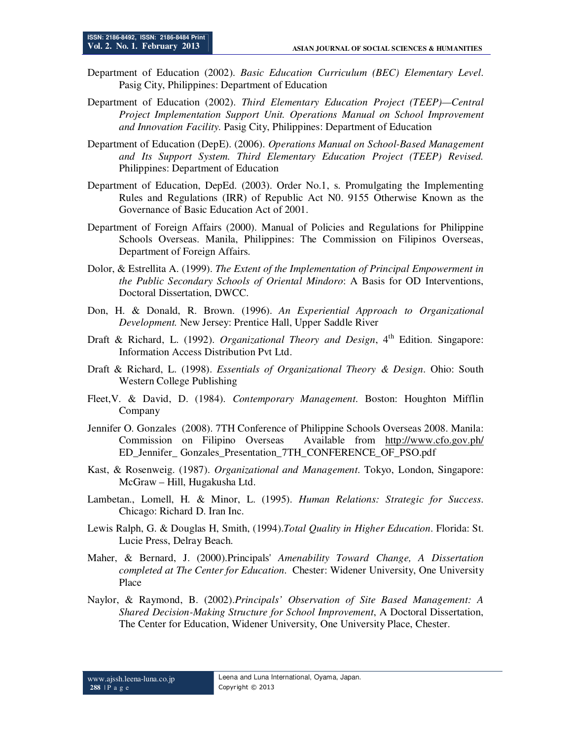Department of Education (2002). *Basic Education Curriculum (BEC) Elementary Level*. Pasig City, Philippines: Department of Education

Department of Education (2002). *Third Elementary Education Project (TEEP)—Central Project Implementation Support Unit. Operations Manual on School Improvement and Innovation Facility.* Pasig City, Philippines: Department of Education

Department of Education (DepE). (2006). *Operations Manual on School-Based Management and Its Support System. Third Elementary Education Project (TEEP) Revised.* Philippines: Department of Education

Department of Education, DepEd. (2003). Order No.1, s. Promulgating the Implementing Rules and Regulations (IRR) of Republic Act N0. 9155 Otherwise Known as the Governance of Basic Education Act of 2001.

Department of Foreign Affairs (2000). Manual of Policies and Regulations for Philippine Schools Overseas. Manila, Philippines: The Commission on Filipinos Overseas, Department of Foreign Affairs.

Dolor, & Estrellita A. (1999). *The Extent of the Implementation of Principal Empowerment in the Public Secondary Schools of Oriental Mindoro*: A Basis for OD Interventions, Doctoral Dissertation, DWCC.

Don, H. & Donald, R. Brown. (1996). *An Experiential Approach to Organizational Development.* New Jersey: Prentice Hall, Upper Saddle River

Draft & Richard, L. (1992). *Organizational Theory and Design*, 4th Edition. Singapore: Information Access Distribution Pvt Ltd.

Draft & Richard, L. (1998). *Essentials of Organizational Theory & Design*. Ohio: South Western College Publishing

Fleet,V. & David, D. (1984). *Contemporary Management*. Boston: Houghton Mifflin Company

Jennifer O. Gonzales (2008). 7TH Conference of Philippine Schools Overseas 2008. Manila: Commission on Filipino Overseas Available from http://www.cfo.gov.ph/ED_Jennifer_ Gonzales_Presentation_7TH_CONFERENCE_OF_PSO.pdf

Kast, & Rosenweig. (1987). *Organizational and Management*. Tokyo, London, Singapore: McGraw – Hill, Hugakusha Ltd.

Lambetan., Lomell, H. & Minor, L. (1995). *Human Relations: Strategic for Success.* Chicago: Richard D. Iran Inc.

Lewis Ralph, G. & Douglas H, Smith, (1994).*Total Quality in Higher Education*. Florida: St. Lucie Press, Delray Beach.

Maher, & Bernard, J. (2000).Principals' *Amenability Toward Change, A Dissertation completed at The Center for Education*. Chester: Widener University, One University Place

Naylor, & Raymond, B. (2002).*Principals' Observation of Site Based Management: A Shared Decision-Making Structure for School Improvement*, A Doctoral Dissertation, The Center for Education, Widener University, One University Place, Chester.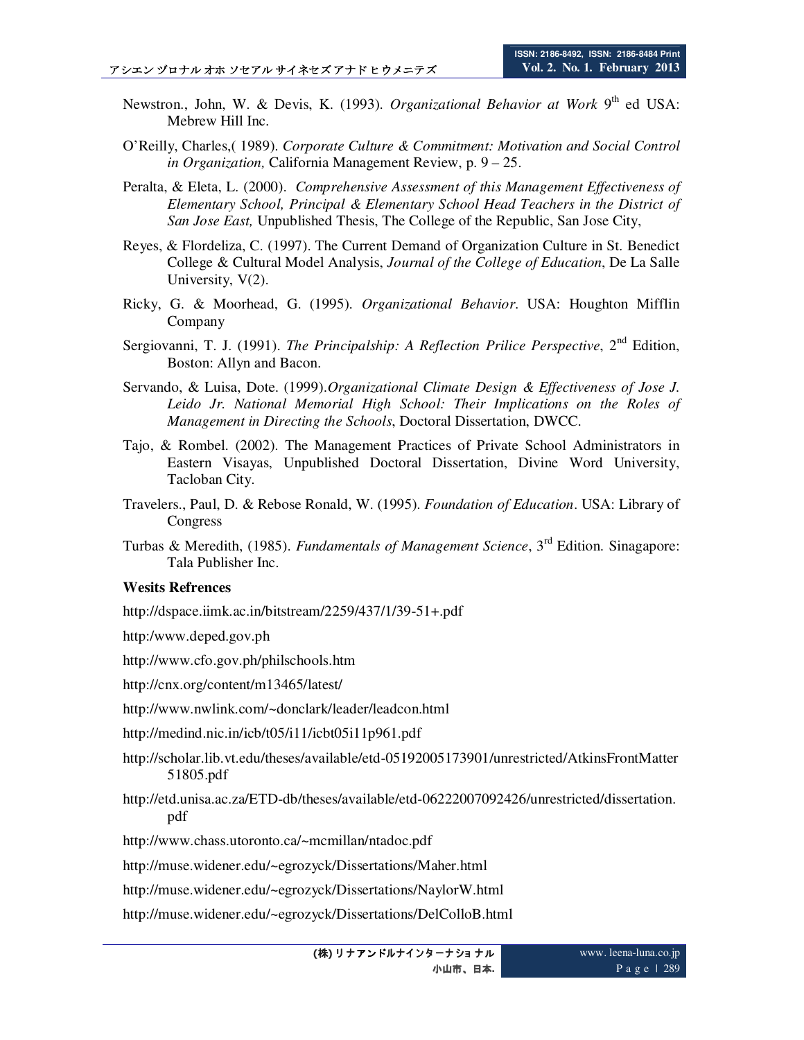Newstron., John, W. & Devis, K. (1993). *Organizational Behavior at Work* 9th ed USA: Mebrew Hill Inc.

O'Reilly, Charles,( 1989). *Corporate Culture & Commitment: Motivation and Social Control in Organization,* California Management Review, p. 9 – 25.

Peralta, & Eleta, L. (2000). *Comprehensive Assessment of this Management Effectiveness of Elementary School, Principal & Elementary School Head Teachers in the District of San Jose East,* Unpublished Thesis, The College of the Republic, San Jose City,

Reyes, & Flordeliza, C. (1997). The Current Demand of Organization Culture in St. Benedict College & Cultural Model Analysis, *Journal of the College of Education*, De La Salle University, V(2).

Ricky, G. & Moorhead, G. (1995). *Organizational Behavior*. USA: Houghton Mifflin Company

Sergiovanni, T. J. (1991). *The Principalship: A Reflection Prilice Perspective*, 2nd Edition, Boston: Allyn and Bacon.

Servando, & Luisa, Dote. (1999).*Organizational Climate Design & Effectiveness of Jose J. Leido Jr. National Memorial High School: Their Implications on the Roles of Management in Directing the Schools*, Doctoral Dissertation, DWCC.

Tajo, & Rombel. (2002). The Management Practices of Private School Administrators in Eastern Visayas, Unpublished Doctoral Dissertation, Divine Word University, Tacloban City.

Travelers., Paul, D. & Rebose Ronald, W. (1995). *Foundation of Education*. USA: Library of Congress

Turbas & Meredith, (1985). *Fundamentals of Management Science*, 3rd Edition. Sinagapore: Tala Publisher Inc.

**Wesits Refrences**

http://dspace.iimk.ac.in/bitstream/2259/437/1/39-51+.pdf

http:/www.deped.gov.ph

http://www.cfo.gov.ph/philschools.htm

http://cnx.org/content/m13465/latest/

http://www.nwlink.com/~donclark/leader/leadcon.html

http://medind.nic.in/icb/t05/i11/icbt05i11p961.pdf

http://scholar.lib.vt.edu/theses/available/etd-05192005173901/unrestricted/AtkinsFrontMatter51805.pdf

http://etd.unisa.ac.za/ETD-db/theses/available/etd-06222007092426/unrestricted/dissertation.pdf

http://www.chass.utoronto.ca/~mcmillan/ntadoc.pdf

http://muse.widener.edu/~egrozyck/Dissertations/Maher.html

http://muse.widener.edu/~egrozyck/Dissertations/NaylorW.html

http://muse.widener.edu/~egrozyck/Dissertations/DelColloB.html